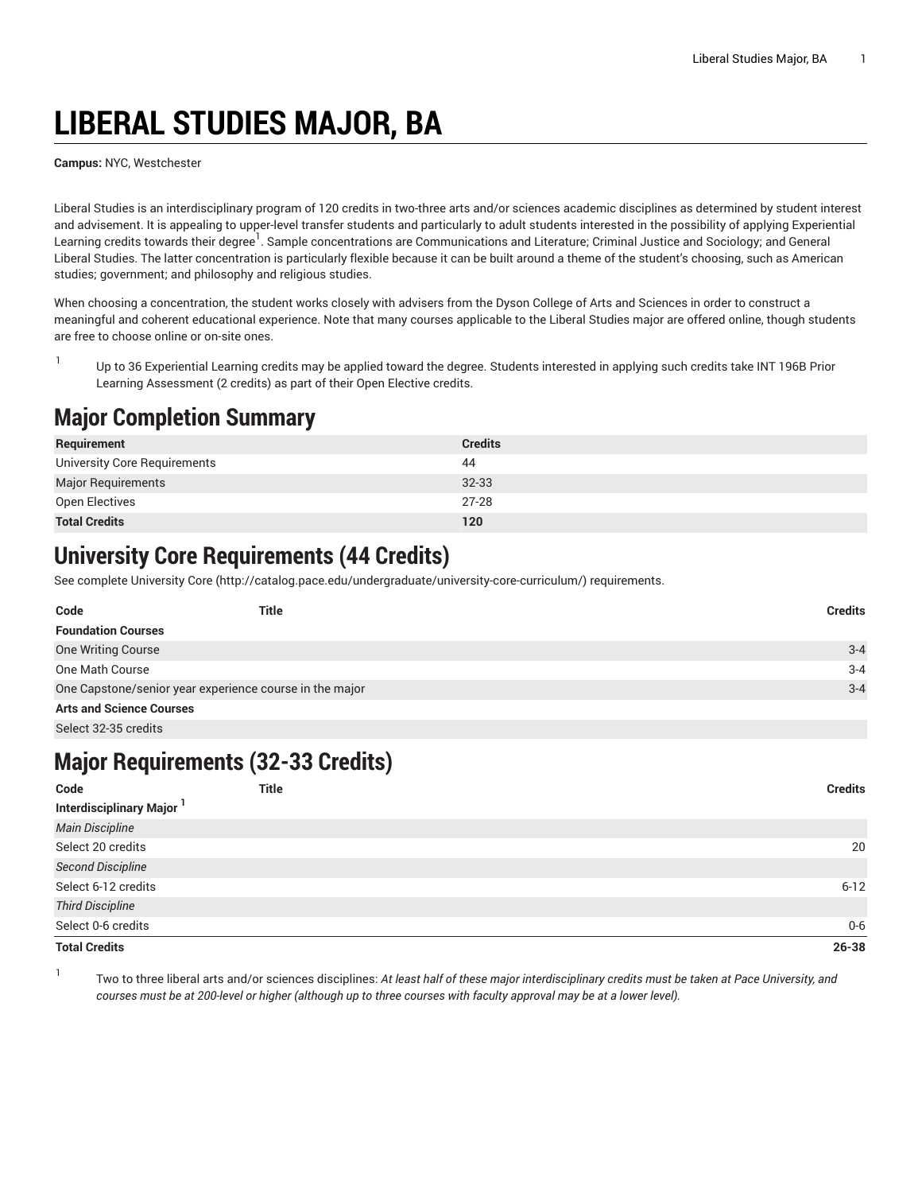# LIBERAL STUDIES MAJOR, BA

**Campus:** NYC, Westchester

Liberal Studies is an interdisciplinary program of 120 credits in two-three arts and/or sciences academic disciplines as determined by student interest and advisement. It is appealing to upper-level transfer students and particularly to adult students interested in the possibility of applying Experiential Learning credits towards their degree[1]. Sample concentrations are Communications and Literature; Criminal Justice and Sociology; and General Liberal Studies. The latter concentration is particularly flexible because it can be built around a theme of the student's choosing, such as American studies; government; and philosophy and religious studies.

When choosing a concentration, the student works closely with advisers from the Dyson College of Arts and Sciences in order to construct a meaningful and coherent educational experience. Note that many courses applicable to the Liberal Studies major are offered online, though students are free to choose online or on-site ones.

1. Up to 36 Experiential Learning credits may be applied toward the degree. Students interested in applying such credits take INT 196B Prior Learning Assessment (2 credits) as part of their Open Elective credits.

## Major Completion Summary

| Requirement | Credits |
|---|---|
| University Core Requirements | 44 |
| Major Requirements | 32-33 |
| Open Electives | 27-28 |
| **Total Credits** | **120** |

## University Core Requirements (44 Credits)

See complete University Core (http://catalog.pace.edu/undergraduate/university-core-curriculum/) requirements.

| Code | Title | Credits |
|---|---|---|
| **Foundation Courses** | | |
| One Writing Course | | 3-4 |
| One Math Course | | 3-4 |
| One Capstone/senior year experience course in the major | | 3-4 |
| **Arts and Science Courses** | | |
| Select 32-35 credits | | |

## Major Requirements (32-33 Credits)

| Code | Title | Credits |
|---|---|---|
| **Interdisciplinary Major [1]** | | |
| *Main Discipline* | | |
| Select 20 credits | | 20 |
| *Second Discipline* | | |
| Select 6-12 credits | | 6-12 |
| *Third Discipline* | | |
| Select 0-6 credits | | 0-6 |
| **Total Credits** | | **26-38** |

1. Two to three liberal arts and/or sciences disciplines: *At least half of these major interdisciplinary credits must be taken at Pace University, and courses must be at 200-level or higher (although up to three courses with faculty approval may be at a lower level).*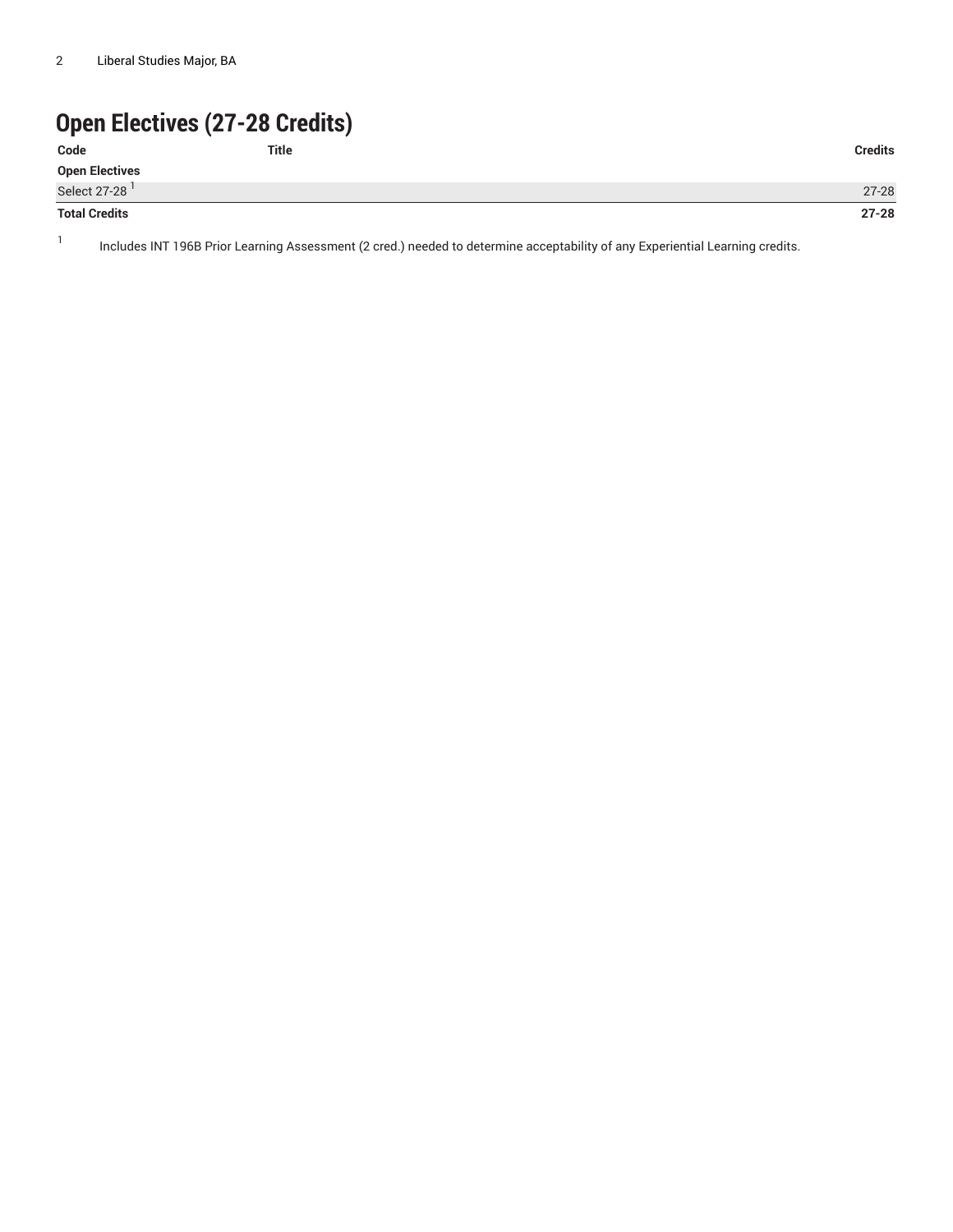## Open Electives (27-28 Credits)

| Code | Title | Credits |
| --- | --- | --- |
| **Open Electives** | | |
| Select 27-28 [1] | | 27-28 |
| **Total Credits** | | **27-28** |

[1] Includes INT 196B Prior Learning Assessment (2 cred.) needed to determine acceptability of any Experiential Learning credits.